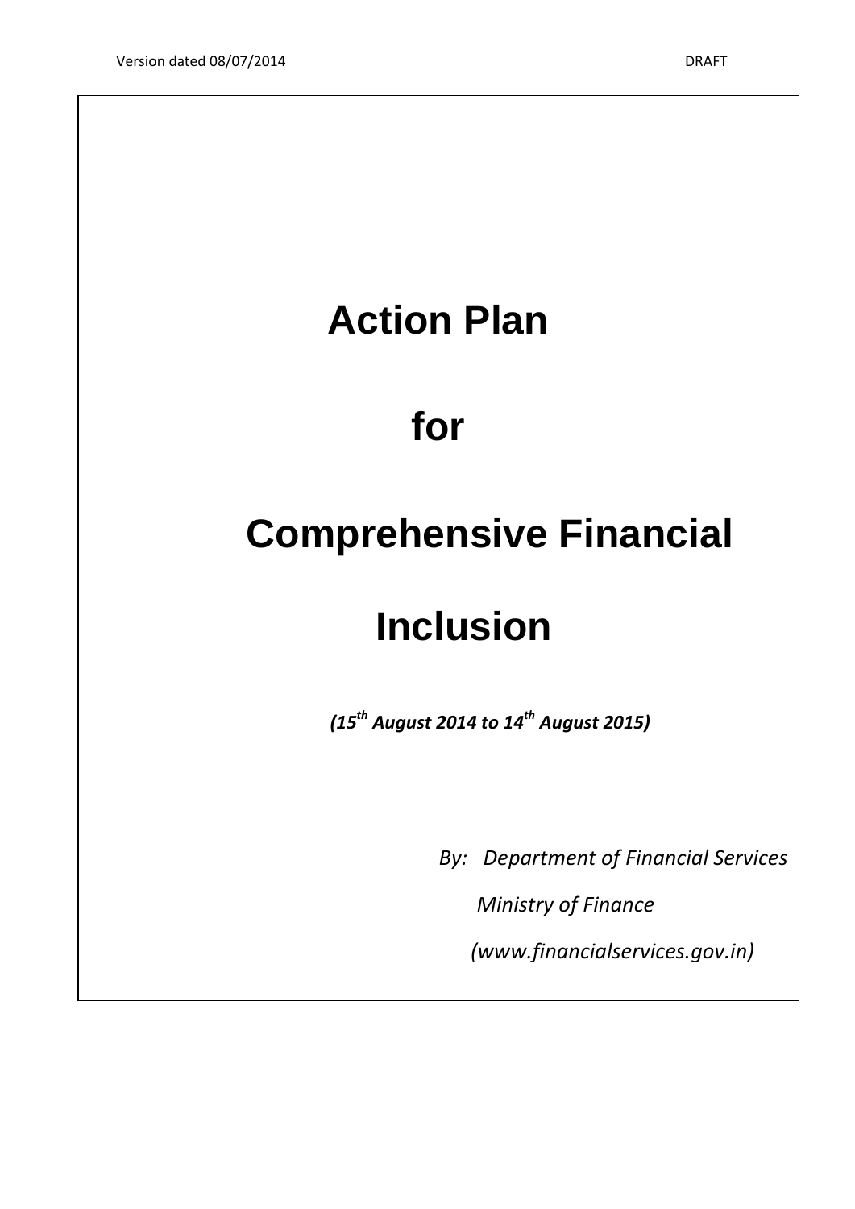# Action Plan

# for

# Comprehensive Financial Inclusion

***(15th August 2014 to 14th August 2015)***

*By: Department of Financial Services*

*Ministry of Finance*

*(www.financialservices.gov.in)*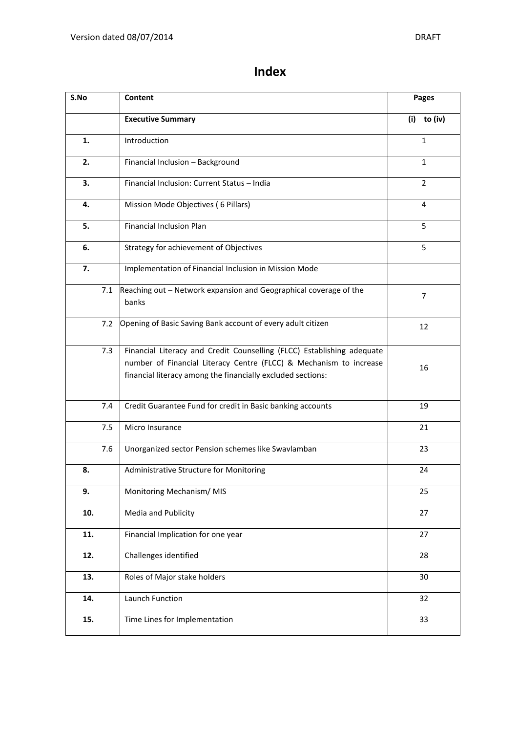# Index

| S.No | Content | Pages |
|---|---|---|
| | **Executive Summary** | **(i) to (iv)** |
| **1.** | Introduction | 1 |
| **2.** | Financial Inclusion – Background | 1 |
| **3.** | Financial Inclusion: Current Status – India | 2 |
| **4.** | Mission Mode Objectives ( 6 Pillars) | 4 |
| **5.** | Financial Inclusion Plan | 5 |
| **6.** | Strategy for achievement of Objectives | 5 |
| **7.** | Implementation of Financial Inclusion in Mission Mode | |
| 7.1 | Reaching out – Network expansion and Geographical coverage of the banks | 7 |
| 7.2 | Opening of Basic Saving Bank account of every adult citizen | 12 |
| 7.3 | Financial Literacy and Credit Counselling (FLCC) Establishing adequate number of Financial Literacy Centre (FLCC) & Mechanism to increase financial literacy among the financially excluded sections: | 16 |
| 7.4 | Credit Guarantee Fund for credit in Basic banking accounts | 19 |
| 7.5 | Micro Insurance | 21 |
| 7.6 | Unorganized sector Pension schemes like Swavlamban | 23 |
| **8.** | Administrative Structure for Monitoring | 24 |
| **9.** | Monitoring Mechanism/ MIS | 25 |
| **10.** | Media and Publicity | 27 |
| **11.** | Financial Implication for one year | 27 |
| **12.** | Challenges identified | 28 |
| **13.** | Roles of Major stake holders | 30 |
| **14.** | Launch Function | 32 |
| **15.** | Time Lines for Implementation | 33 |